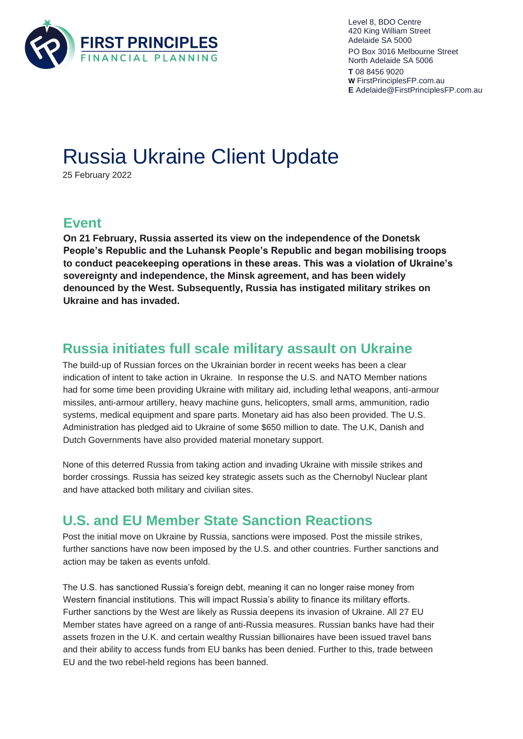**FIRST PRINCIPLES**
FINANCIAL PLANNING

Level 8, BDO Centre
420 King William Street
Adelaide SA 5000

PO Box 3016 Melbourne Street
North Adelaide SA 5006

**T** 08 8456 9020
**W** FirstPrinciplesFP.com.au
**E** Adelaide@FirstPrinciplesFP.com.au

# Russia Ukraine Client Update

25 February 2022

## Event

**On 21 February, Russia asserted its view on the independence of the Donetsk People's Republic and the Luhansk People's Republic and began mobilising troops to conduct peacekeeping operations in these areas. This was a violation of Ukraine's sovereignty and independence, the Minsk agreement, and has been widely denounced by the West. Subsequently, Russia has instigated military strikes on Ukraine and has invaded.**

## Russia initiates full scale military assault on Ukraine

The build-up of Russian forces on the Ukrainian border in recent weeks has been a clear indication of intent to take action in Ukraine. In response the U.S. and NATO Member nations had for some time been providing Ukraine with military aid, including lethal weapons, anti-armour missiles, anti-armour artillery, heavy machine guns, helicopters, small arms, ammunition, radio systems, medical equipment and spare parts. Monetary aid has also been provided. The U.S. Administration has pledged aid to Ukraine of some $650 million to date. The U.K, Danish and Dutch Governments have also provided material monetary support.

None of this deterred Russia from taking action and invading Ukraine with missile strikes and border crossings. Russia has seized key strategic assets such as the Chernobyl Nuclear plant and have attacked both military and civilian sites.

## U.S. and EU Member State Sanction Reactions

Post the initial move on Ukraine by Russia, sanctions were imposed. Post the missile strikes, further sanctions have now been imposed by the U.S. and other countries. Further sanctions and action may be taken as events unfold.

The U.S. has sanctioned Russia's foreign debt, meaning it can no longer raise money from Western financial institutions. This will impact Russia's ability to finance its military efforts. Further sanctions by the West are likely as Russia deepens its invasion of Ukraine. All 27 EU Member states have agreed on a range of anti-Russia measures. Russian banks have had their assets frozen in the U.K. and certain wealthy Russian billionaires have been issued travel bans and their ability to access funds from EU banks has been denied. Further to this, trade between EU and the two rebel-held regions has been banned.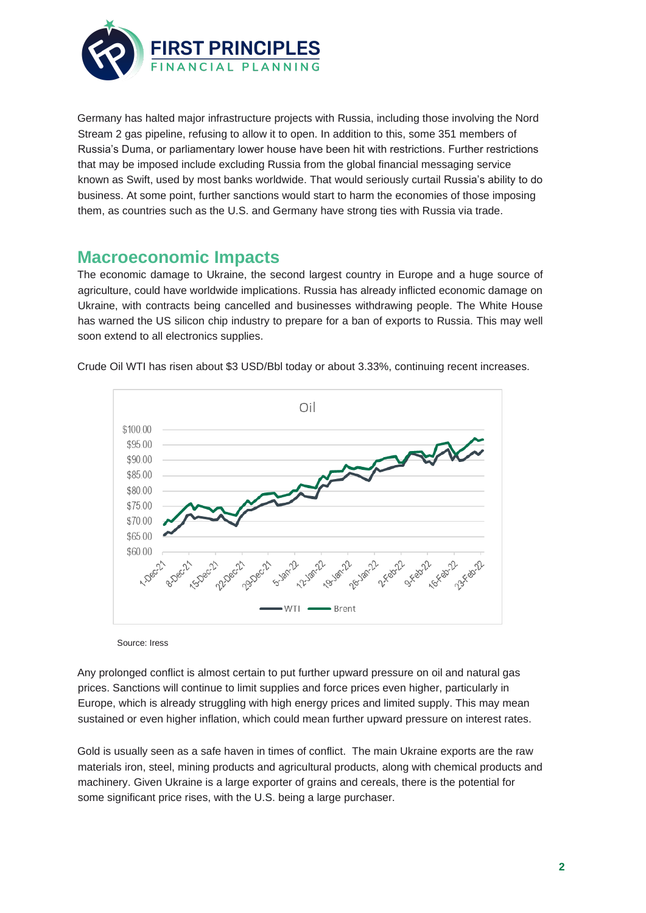Germany has halted major infrastructure projects with Russia, including those involving the Nord Stream 2 gas pipeline, refusing to allow it to open. In addition to this, some 351 members of Russia's Duma, or parliamentary lower house have been hit with restrictions. Further restrictions that may be imposed include excluding Russia from the global financial messaging service known as Swift, used by most banks worldwide. That would seriously curtail Russia's ability to do business. At some point, further sanctions would start to harm the economies of those imposing them, as countries such as the U.S. and Germany have strong ties with Russia via trade.

## Macroeconomic Impacts

The economic damage to Ukraine, the second largest country in Europe and a huge source of agriculture, could have worldwide implications. Russia has already inflicted economic damage on Ukraine, with contracts being cancelled and businesses withdrawing people. The White House has warned the US silicon chip industry to prepare for a ban of exports to Russia. This may well soon extend to all electronics supplies.

Crude Oil WTI has risen about $3 USD/Bbl today or about 3.33%, continuing recent increases.

Source: Iress

Any prolonged conflict is almost certain to put further upward pressure on oil and natural gas prices. Sanctions will continue to limit supplies and force prices even higher, particularly in Europe, which is already struggling with high energy prices and limited supply. This may mean sustained or even higher inflation, which could mean further upward pressure on interest rates.

Gold is usually seen as a safe haven in times of conflict. The main Ukraine exports are the raw materials iron, steel, mining products and agricultural products, along with chemical products and machinery. Given Ukraine is a large exporter of grains and cereals, there is the potential for some significant price rises, with the U.S. being a large purchaser.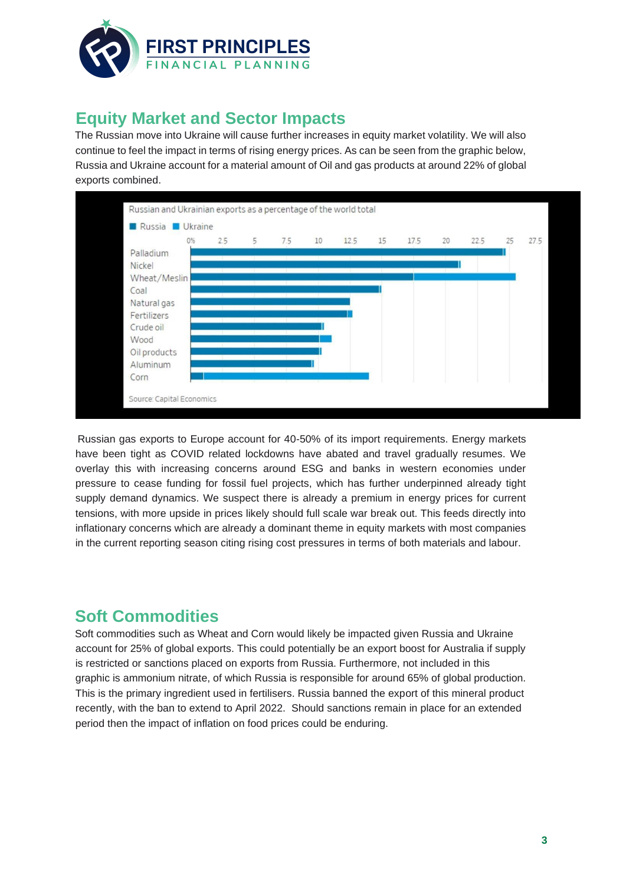## Equity Market and Sector Impacts

The Russian move into Ukraine will cause further increases in equity market volatility. We will also continue to feel the impact in terms of rising energy prices. As can be seen from the graphic below, Russia and Ukraine account for a material amount of Oil and gas products at around 22% of global exports combined.

Russian gas exports to Europe account for 40-50% of its import requirements. Energy markets have been tight as COVID related lockdowns have abated and travel gradually resumes. We overlay this with increasing concerns around ESG and banks in western economies under pressure to cease funding for fossil fuel projects, which has further underpinned already tight supply demand dynamics. We suspect there is already a premium in energy prices for current tensions, with more upside in prices likely should full scale war break out. This feeds directly into inflationary concerns which are already a dominant theme in equity markets with most companies in the current reporting season citing rising cost pressures in terms of both materials and labour.

## Soft Commodities

Soft commodities such as Wheat and Corn would likely be impacted given Russia and Ukraine account for 25% of global exports. This could potentially be an export boost for Australia if supply is restricted or sanctions placed on exports from Russia. Furthermore, not included in this graphic is ammonium nitrate, of which Russia is responsible for around 65% of global production. This is the primary ingredient used in fertilisers. Russia banned the export of this mineral product recently, with the ban to extend to April 2022. Should sanctions remain in place for an extended period then the impact of inflation on food prices could be enduring.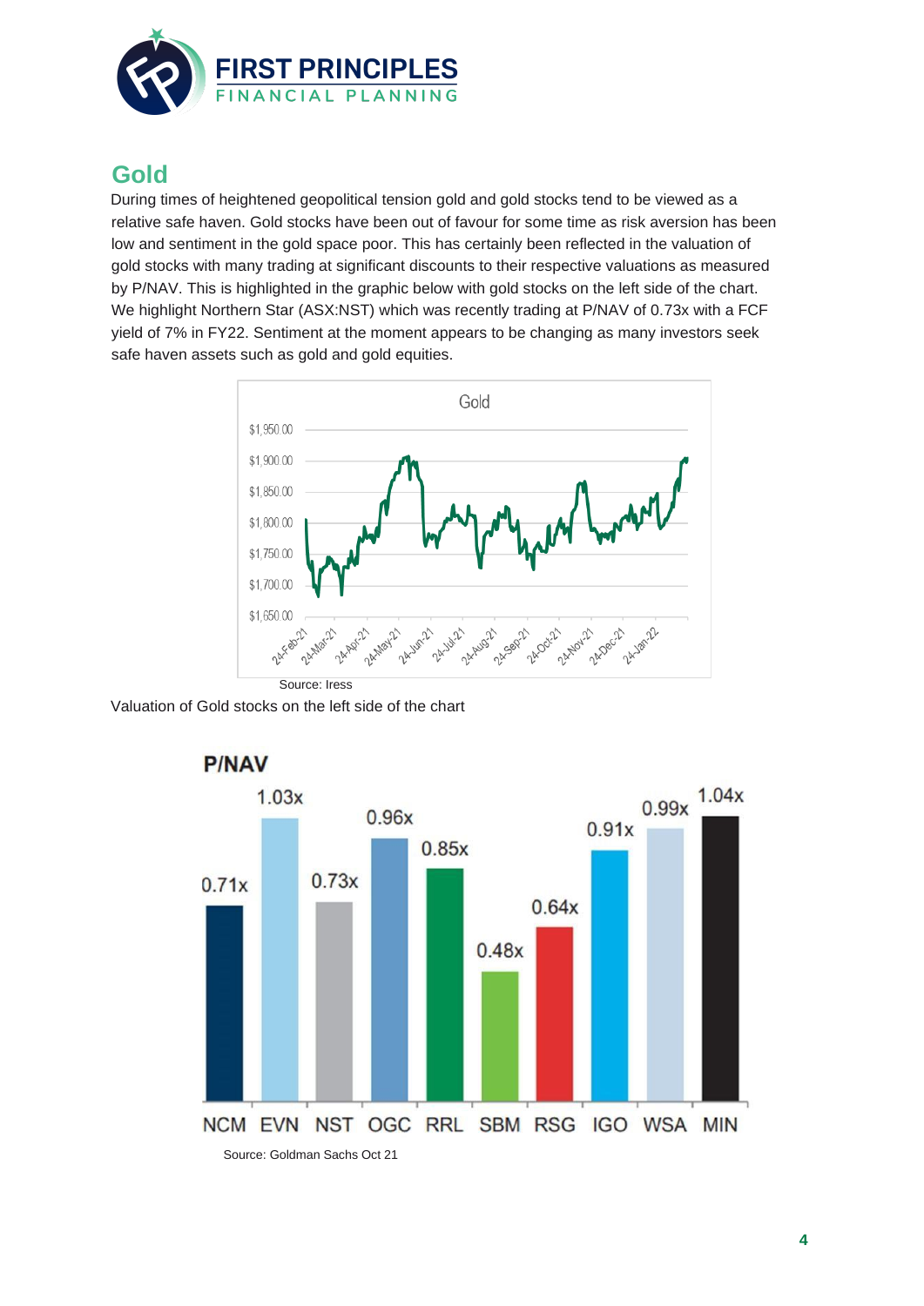## Gold

During times of heightened geopolitical tension gold and gold stocks tend to be viewed as a relative safe haven. Gold stocks have been out of favour for some time as risk aversion has been low and sentiment in the gold space poor. This has certainly been reflected in the valuation of gold stocks with many trading at significant discounts to their respective valuations as measured by P/NAV. This is highlighted in the graphic below with gold stocks on the left side of the chart. We highlight Northern Star (ASX:NST) which was recently trading at P/NAV of 0.73x with a FCF yield of 7% in FY22. Sentiment at the moment appears to be changing as many investors seek safe haven assets such as gold and gold equities.

Source: Iress

Valuation of Gold stocks on the left side of the chart

**P/NAV**

| NCM | EVN | NST | OGC | RRL | SBM | RSG | IGO | WSA | MIN |
|---|---|---|---|---|---|---|---|---|---|
| 0.71x | 1.03x | 0.73x | 0.96x | 0.85x | 0.48x | 0.64x | 0.91x | 0.99x | 1.04x |

Source: Goldman Sachs Oct 21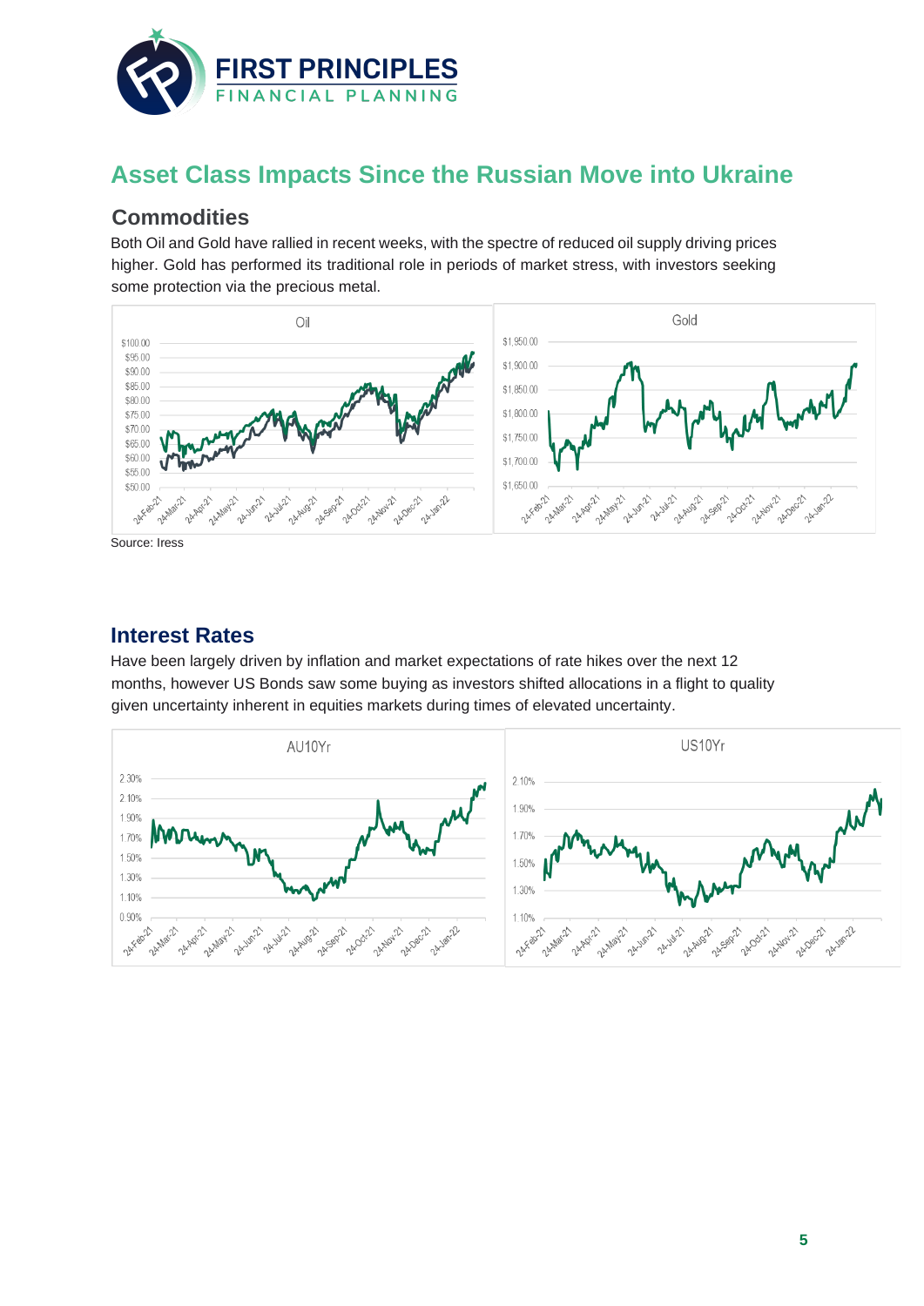## Asset Class Impacts Since the Russian Move into Ukraine

### Commodities

Both Oil and Gold have rallied in recent weeks, with the spectre of reduced oil supply driving prices higher. Gold has performed its traditional role in periods of market stress, with investors seeking some protection via the precious metal.

Source: Iress

### Interest Rates

Have been largely driven by inflation and market expectations of rate hikes over the next 12 months, however US Bonds saw some buying as investors shifted allocations in a flight to quality given uncertainty inherent in equities markets during times of elevated uncertainty.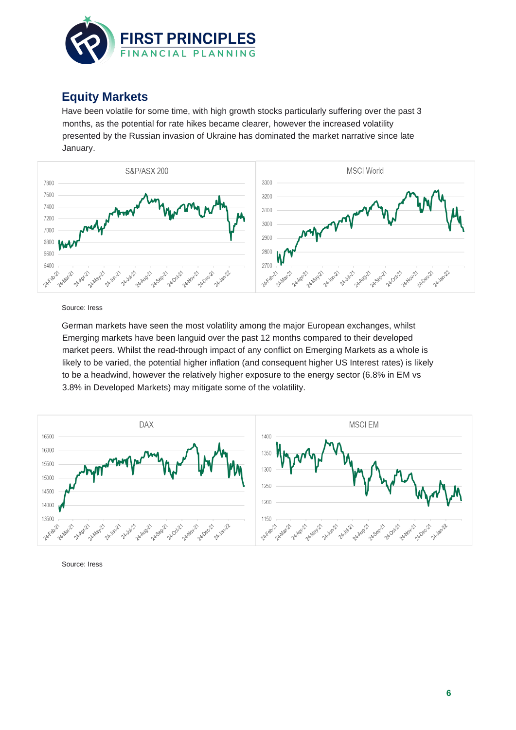## Equity Markets

Have been volatile for some time, with high growth stocks particularly suffering over the past 3 months, as the potential for rate hikes became clearer, however the increased volatility presented by the Russian invasion of Ukraine has dominated the market narrative since late January.

Source: Iress

German markets have seen the most volatility among the major European exchanges, whilst Emerging markets have been languid over the past 12 months compared to their developed market peers. Whilst the read-through impact of any conflict on Emerging Markets as a whole is likely to be varied, the potential higher inflation (and consequent higher US Interest rates) is likely to be a headwind, however the relatively higher exposure to the energy sector (6.8% in EM vs 3.8% in Developed Markets) may mitigate some of the volatility.

Source: Iress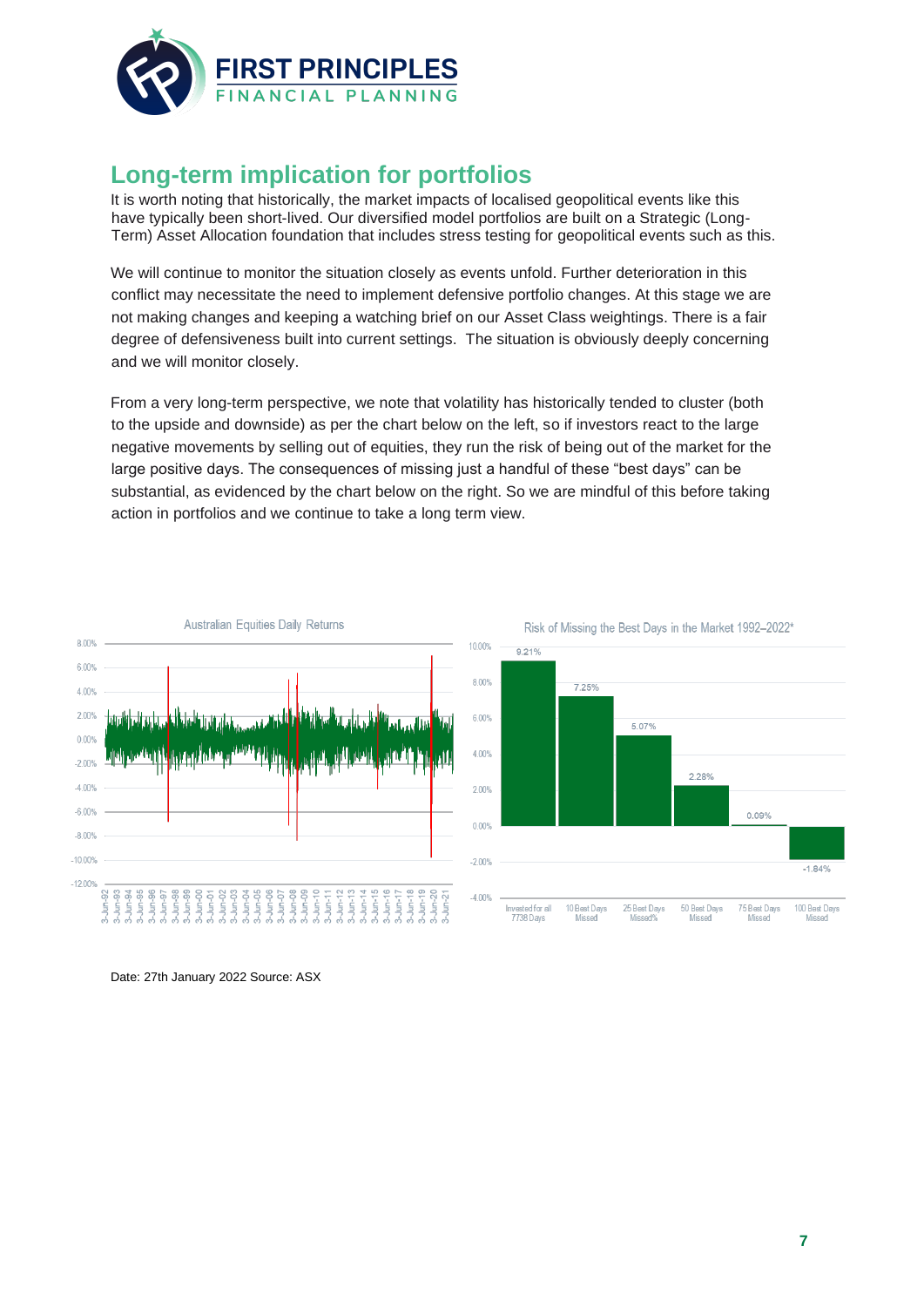## Long-term implication for portfolios

It is worth noting that historically, the market impacts of localised geopolitical events like this have typically been short-lived. Our diversified model portfolios are built on a Strategic (Long-Term) Asset Allocation foundation that includes stress testing for geopolitical events such as this.

We will continue to monitor the situation closely as events unfold. Further deterioration in this conflict may necessitate the need to implement defensive portfolio changes. At this stage we are not making changes and keeping a watching brief on our Asset Class weightings. There is a fair degree of defensiveness built into current settings. The situation is obviously deeply concerning and we will monitor closely.

From a very long-term perspective, we note that volatility has historically tended to cluster (both to the upside and downside) as per the chart below on the left, so if investors react to the large negative movements by selling out of equities, they run the risk of being out of the market for the large positive days. The consequences of missing just a handful of these "best days" can be substantial, as evidenced by the chart below on the right. So we are mindful of this before taking action in portfolios and we continue to take a long term view.

**Australian Equities Daily Returns**

**Risk of Missing the Best Days in the Market 1992–2022***

| Scenario | Return |
| --- | --- |
| Invested for all 7738 Days | 9.21% |
| 10 Best Days Missed | 7.25% |
| 25 Best Days Missed% | 5.07% |
| 50 Best Days Missed | 2.28% |
| 75 Best Days Missed | 0.09% |
| 100 Best Days Missed | -1.84% |

Date: 27th January 2022 Source: ASX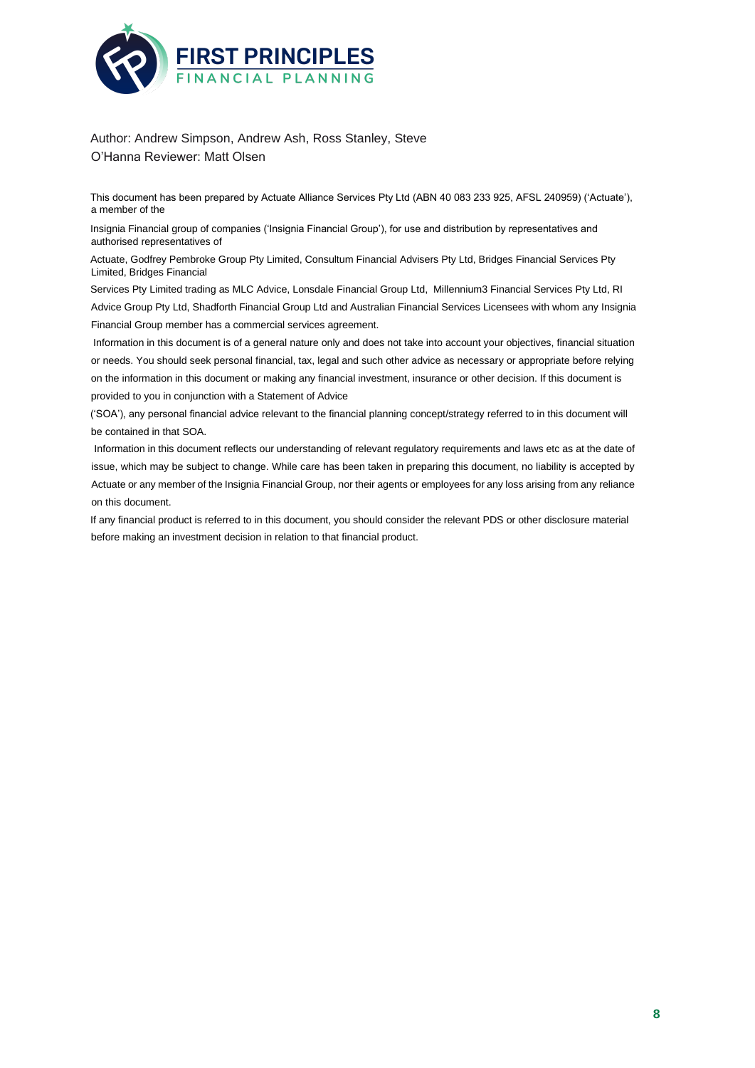FIRST PRINCIPLES
FINANCIAL PLANNING

Author: Andrew Simpson, Andrew Ash, Ross Stanley, Steve O'Hanna Reviewer: Matt Olsen

This document has been prepared by Actuate Alliance Services Pty Ltd (ABN 40 083 233 925, AFSL 240959) ('Actuate'), a member of the Insignia Financial group of companies ('Insignia Financial Group'), for use and distribution by representatives and authorised representatives of Actuate, Godfrey Pembroke Group Pty Limited, Consultum Financial Advisers Pty Ltd, Bridges Financial Services Pty Limited, Bridges Financial Services Pty Limited trading as MLC Advice, Lonsdale Financial Group Ltd, Millennium3 Financial Services Pty Ltd, RI Advice Group Pty Ltd, Shadforth Financial Group Ltd and Australian Financial Services Licensees with whom any Insignia Financial Group member has a commercial services agreement.

Information in this document is of a general nature only and does not take into account your objectives, financial situation or needs. You should seek personal financial, tax, legal and such other advice as necessary or appropriate before relying on the information in this document or making any financial investment, insurance or other decision. If this document is provided to you in conjunction with a Statement of Advice ('SOA'), any personal financial advice relevant to the financial planning concept/strategy referred to in this document will be contained in that SOA.

Information in this document reflects our understanding of relevant regulatory requirements and laws etc as at the date of issue, which may be subject to change. While care has been taken in preparing this document, no liability is accepted by Actuate or any member of the Insignia Financial Group, nor their agents or employees for any loss arising from any reliance on this document.

If any financial product is referred to in this document, you should consider the relevant PDS or other disclosure material before making an investment decision in relation to that financial product.